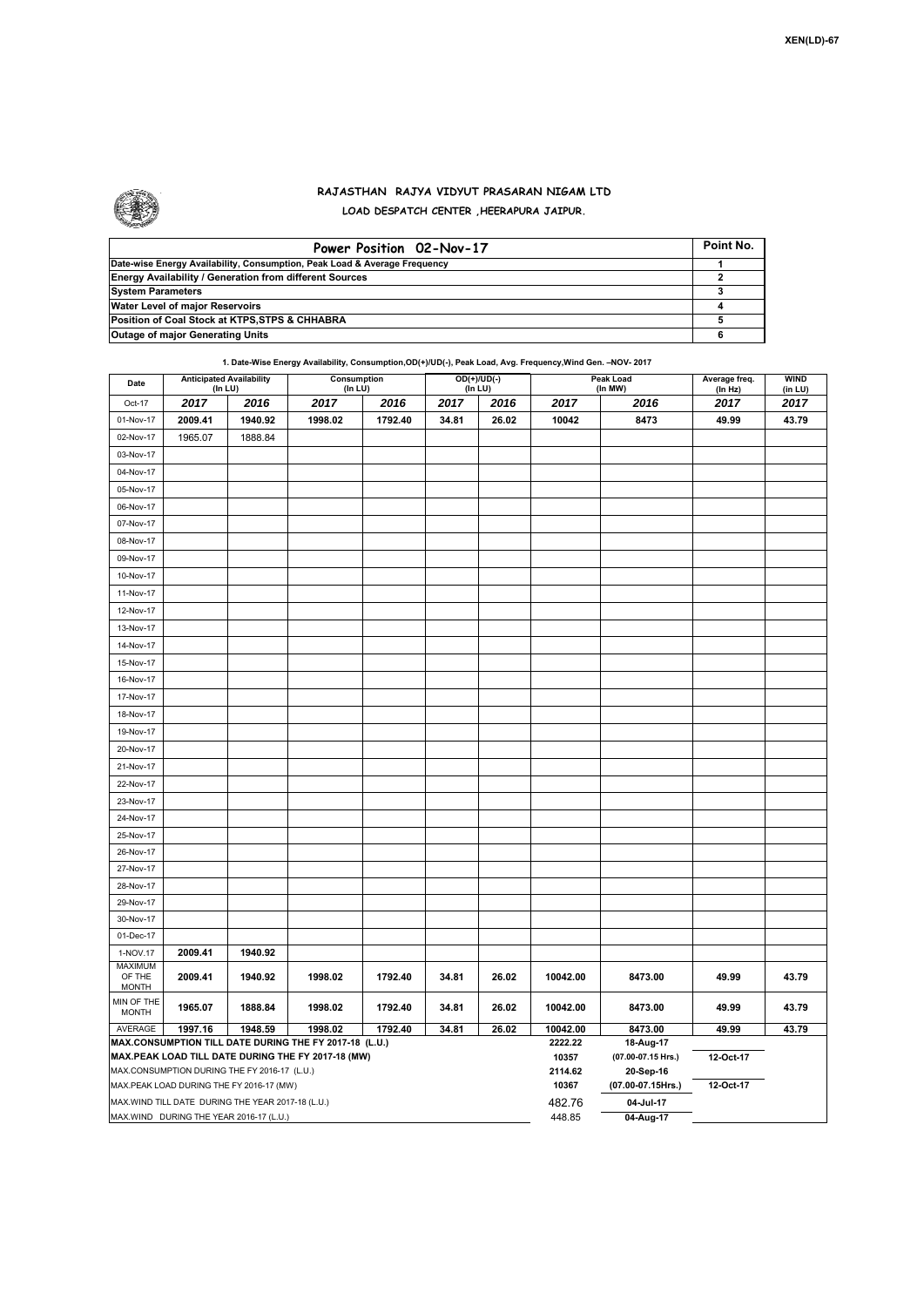XEN(LD)-67

# RAJASTHAN RAJYA VIDYUT PRASARAN NIGAM LTD

## LOAD DESPATCH CENTER ,HEERAPURA JAIPUR.

| Power Position 02-Nov-17 | Point No. |
|---|---|
| Date-wise Energy Availability, Consumption, Peak Load & Average Frequency | 1 |
| Energy Availability / Generation from different Sources | 2 |
| System Parameters | 3 |
| Water Level of major Reservoirs | 4 |
| Position of Coal Stock at KTPS,STPS & CHHABRA | 5 |
| Outage of major Generating Units | 6 |

**1. Date-Wise Energy Availability, Consumption,OD(+)/UD(-), Peak Load, Avg. Frequency,Wind Gen. –NOV- 2017**

| Date | Anticipated Availability (In LU) | | Consumption (In LU) | | OD(+)/UD(-) (In LU) | | Peak Load (In MW) | | Average freq. (In Hz) | WIND (in LU) |
|---|---|---|---|---|---|---|---|---|---|---|
| Oct-17 | 2017 | 2016 | 2017 | 2016 | 2017 | 2016 | 2017 | 2016 | 2017 | 2017 |
| 01-Nov-17 | 2009.41 | 1940.92 | 1998.02 | 1792.40 | 34.81 | 26.02 | 10042 | 8473 | 49.99 | 43.79 |
| 02-Nov-17 | 1965.07 | 1888.84 | | | | | | | | |
| 03-Nov-17 | | | | | | | | | | |
| 04-Nov-17 | | | | | | | | | | |
| 05-Nov-17 | | | | | | | | | | |
| 06-Nov-17 | | | | | | | | | | |
| 07-Nov-17 | | | | | | | | | | |
| 08-Nov-17 | | | | | | | | | | |
| 09-Nov-17 | | | | | | | | | | |
| 10-Nov-17 | | | | | | | | | | |
| 11-Nov-17 | | | | | | | | | | |
| 12-Nov-17 | | | | | | | | | | |
| 13-Nov-17 | | | | | | | | | | |
| 14-Nov-17 | | | | | | | | | | |
| 15-Nov-17 | | | | | | | | | | |
| 16-Nov-17 | | | | | | | | | | |
| 17-Nov-17 | | | | | | | | | | |
| 18-Nov-17 | | | | | | | | | | |
| 19-Nov-17 | | | | | | | | | | |
| 20-Nov-17 | | | | | | | | | | |
| 21-Nov-17 | | | | | | | | | | |
| 22-Nov-17 | | | | | | | | | | |
| 23-Nov-17 | | | | | | | | | | |
| 24-Nov-17 | | | | | | | | | | |
| 25-Nov-17 | | | | | | | | | | |
| 26-Nov-17 | | | | | | | | | | |
| 27-Nov-17 | | | | | | | | | | |
| 28-Nov-17 | | | | | | | | | | |
| 29-Nov-17 | | | | | | | | | | |
| 30-Nov-17 | | | | | | | | | | |
| 01-Dec-17 | | | | | | | | | | |
| 1-NOV.17 | 2009.41 | 1940.92 | | | | | | | | |
| MAXIMUM OF THE MONTH | 2009.41 | 1940.92 | 1998.02 | 1792.40 | 34.81 | 26.02 | 10042.00 | 8473.00 | 49.99 | 43.79 |
| MIN OF THE MONTH | 1965.07 | 1888.84 | 1998.02 | 1792.40 | 34.81 | 26.02 | 10042.00 | 8473.00 | 49.99 | 43.79 |
| AVERAGE | 1997.16 | 1948.59 | 1998.02 | 1792.40 | 34.81 | 26.02 | 10042.00 | 8473.00 | 49.99 | 43.79 |
| MAX.CONSUMPTION TILL DATE DURING THE FY 2017-18 (L.U.) | | | | | | | 2222.22 | 18-Aug-17 | | |
| MAX.PEAK LOAD TILL DATE DURING THE FY 2017-18 (MW) | | | | | | | 10357 | (07.00-07.15 Hrs.) | 12-Oct-17 | |
| MAX.CONSUMPTION DURING THE FY 2016-17 (L.U.) | | | | | | | 2114.62 | 20-Sep-16 | | |
| MAX.PEAK LOAD DURING THE FY 2016-17 (MW) | | | | | | | 10367 | (07.00-07.15Hrs.) | 12-Oct-17 | |
| MAX.WIND TILL DATE DURING THE YEAR 2017-18 (L.U.) | | | | | | | 482.76 | 04-Jul-17 | | |
| MAX.WIND DURING THE YEAR 2016-17 (L.U.) | | | | | | | 448.85 | 04-Aug-17 | | |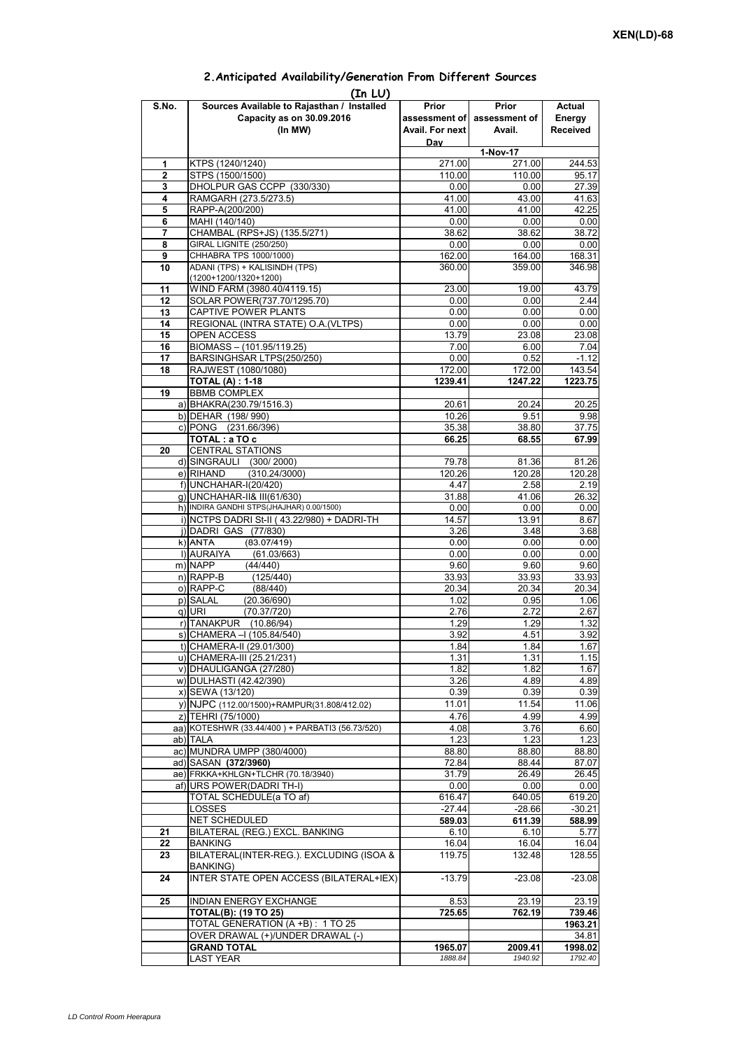XEN(LD)-68

## 2.Anticipated Availability/Generation From Different Sources

**(In LU)**

| S.No. | Sources Available to Rajasthan / Installed Capacity as on 30.09.2016 (In MW) | Prior assessment of Avail. For next Day | Prior assessment of Avail. | Actual Energy Received |
|---|---|---|---|---|
| | | | 1-Nov-17 | |
| 1 | KTPS (1240/1240) | 271.00 | 271.00 | 244.53 |
| 2 | STPS (1500/1500) | 110.00 | 110.00 | 95.17 |
| 3 | DHOLPUR GAS CCPP (330/330) | 0.00 | 0.00 | 27.39 |
| 4 | RAMGARH (273.5/273.5) | 41.00 | 43.00 | 41.63 |
| 5 | RAPP-A(200/200) | 41.00 | 41.00 | 42.25 |
| 6 | MAHI (140/140) | 0.00 | 0.00 | 0.00 |
| 7 | CHAMBAL (RPS+JS) (135.5/271) | 38.62 | 38.62 | 38.72 |
| 8 | GIRAL LIGNITE (250/250) | 0.00 | 0.00 | 0.00 |
| 9 | CHHABRA TPS 1000/1000) | 162.00 | 164.00 | 168.31 |
| 10 | ADANI (TPS) + KALISINDH (TPS) (1200+1200/1320+1200) | 360.00 | 359.00 | 346.98 |
| 11 | WIND FARM (3980.40/4119.15) | 23.00 | 19.00 | 43.79 |
| 12 | SOLAR POWER(737.70/1295.70) | 0.00 | 0.00 | 2.44 |
| 13 | CAPTIVE POWER PLANTS | 0.00 | 0.00 | 0.00 |
| 14 | REGIONAL (INTRA STATE) O.A.(VLTPS) | 0.00 | 0.00 | 0.00 |
| 15 | OPEN ACCESS | 13.79 | 23.08 | 23.08 |
| 16 | BIOMASS – (101.95/119.25) | 7.00 | 6.00 | 7.04 |
| 17 | BARSINGHSAR LTPS(250/250) | 0.00 | 0.52 | -1.12 |
| 18 | RAJWEST (1080/1080) | 172.00 | 172.00 | 143.54 |
| | **TOTAL (A) : 1-18** | **1239.41** | **1247.22** | **1223.75** |
| 19 | BBMB COMPLEX | | | |
| | a) BHAKRA(230.79/1516.3) | 20.61 | 20.24 | 20.25 |
| | b) DEHAR (198/ 990) | 10.26 | 9.51 | 9.98 |
| | c) PONG (231.66/396) | 35.38 | 38.80 | 37.75 |
| | **TOTAL : a TO c** | **66.25** | **68.55** | **67.99** |
| 20 | CENTRAL STATIONS | | | |
| | d) SINGRAULI (300/ 2000) | 79.78 | 81.36 | 81.26 |
| | e) RIHAND (310.24/3000) | 120.26 | 120.28 | 120.28 |
| | f) UNCHAHAR-I(20/420) | 4.47 | 2.58 | 2.19 |
| | g) UNCHAHAR-II& III(61/630) | 31.88 | 41.06 | 26.32 |
| | h) INDIRA GANDHI STPS(JHAJHAR) 0.00/1500) | 0.00 | 0.00 | 0.00 |
| | i) NCTPS DADRI St-II ( 43.22/980) + DADRI-TH | 14.57 | 13.91 | 8.67 |
| | j) DADRI GAS (77/830) | 3.26 | 3.48 | 3.68 |
| | k) ANTA (83.07/419) | 0.00 | 0.00 | 0.00 |
| | l) AURAIYA (61.03/663) | 0.00 | 0.00 | 0.00 |
| | m) NAPP (44/440) | 9.60 | 9.60 | 9.60 |
| | n) RAPP-B (125/440) | 33.93 | 33.93 | 33.93 |
| | o) RAPP-C (88/440) | 20.34 | 20.34 | 20.34 |
| | p) SALAL (20.36/690) | 1.02 | 0.95 | 1.06 |
| | q) URI (70.37/720) | 2.76 | 2.72 | 2.67 |
| | r) TANAKPUR (10.86/94) | 1.29 | 1.29 | 1.32 |
| | s) CHAMERA –I (105.84/540) | 3.92 | 4.51 | 3.92 |
| | t) CHAMERA-II (29.01/300) | 1.84 | 1.84 | 1.67 |
| | u) CHAMERA-III (25.21/231) | 1.31 | 1.31 | 1.15 |
| | v) DHAULIGANGA (27/280) | 1.82 | 1.82 | 1.67 |
| | w) DULHASTI (42.42/390) | 3.26 | 4.89 | 4.89 |
| | x) SEWA (13/120) | 0.39 | 0.39 | 0.39 |
| | y) NJPC (112.00/1500)+RAMPUR(31.808/412.02) | 11.01 | 11.54 | 11.06 |
| | z) TEHRI (75/1000) | 4.76 | 4.99 | 4.99 |
| | aa) KOTESHWR (33.44/400 ) + PARBATI3 (56.73/520) | 4.08 | 3.76 | 6.60 |
| | ab) TALA | 1.23 | 1.23 | 1.23 |
| | ac) MUNDRA UMPP (380/4000) | 88.80 | 88.80 | 88.80 |
| | ad) SASAN **(372/3960)** | 72.84 | 88.44 | 87.07 |
| | ae) FRKKA+KHLGN+TLCHR (70.18/3940) | 31.79 | 26.49 | 26.45 |
| | af) URS POWER(DADRI TH-I) | 0.00 | 0.00 | 0.00 |
| | TOTAL SCHEDULE(a TO af) | 616.47 | 640.05 | 619.20 |
| | LOSSES | -27.44 | -28.66 | -30.21 |
| | NET SCHEDULED | **589.03** | **611.39** | **588.99** |
| 21 | BILATERAL (REG.) EXCL. BANKING | 6.10 | 6.10 | 5.77 |
| 22 | BANKING | 16.04 | 16.04 | 16.04 |
| 23 | BILATERAL(INTER-REG.). EXCLUDING (ISOA & BANKING) | 119.75 | 132.48 | 128.55 |
| 24 | INTER STATE OPEN ACCESS (BILATERAL+IEX) | -13.79 | -23.08 | -23.08 |
| 25 | INDIAN ENERGY EXCHANGE | 8.53 | 23.19 | 23.19 |
| | **TOTAL(B): (19 TO 25)** | **725.65** | **762.19** | **739.46** |
| | TOTAL GENERATION (A +B) : 1 TO 25 | | | **1963.21** |
| | OVER DRAWAL (+)/UNDER DRAWAL (-) | | | 34.81 |
| | **GRAND TOTAL** | **1965.07** | **2009.41** | **1998.02** |
| | LAST YEAR | *1888.84* | *1940.92* | *1792.40* |

*LD Control Room Heerapura*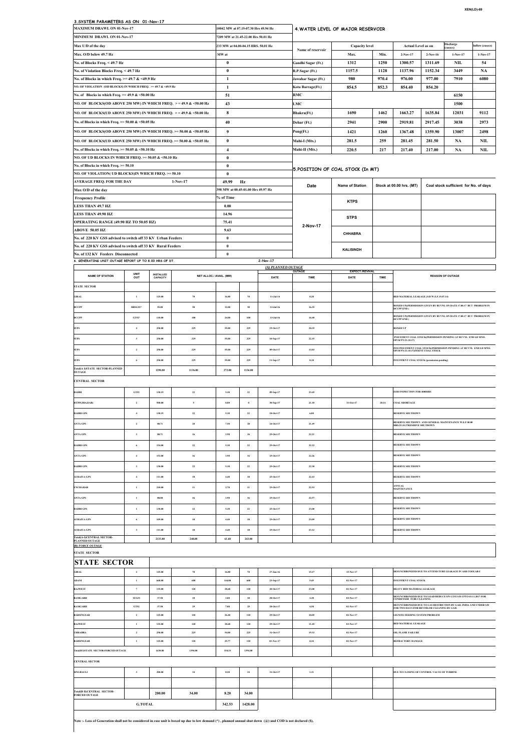XEN(LD)-69

## 3.SYSTEM PARAMETERS AS ON 01-Nov-17

| | |
|---|---|
| MAXIMUM DRAWL ON 01-Nov-17 | 10042 MW at 07.15-07.30 Hrs 49.94 Hz |
| MINIMUM DRAWL ON 01-Nov-17 | 7209 MW at 21.45-22.00 Hrs 50.01 Hz |
| Max U/D of the day | 233 MW at 04.00-04.15 HRS. 50.01 Hz |
| Max. O/D below 49.7 Hz | MW at |
| No. of Blocks Freq. < 49.7 Hz | 0 |
| No. of Violation Blocks Freq. < 49.7 Hz | 0 |
| No. of Blocks in which Freq. >= 49.7 & <49.9 Hz | 1 |
| NO. OF VIOLATION (OD BLOCKS) IN WHICH FREQ. >= 49.7 & <49.9 Hz | 1 |
| No. of Blocks in which Freq. >= 49.9 & <50.00 Hz | 51 |
| NO. OF BLOCKS(OD ABOVE 250 MW) IN WHICH FREQ. > = 49.9 & <50.00 Hz | 43 |
| NO. OF BLOCKS(UD ABOVE 250 MW) IN WHICH FREQ. >= 49.9 & <50.00 Hz | 8 |
| No. of Blocks in which Freq. >= 50.00 & <50.05 Hz | 40 |
| NO. OF BLOCKS(OD ABOVE 250 MW) IN WHICH FREQ. >= 50.00 & <50.05 Hz | 9 |
| NO. OF BLOCKS(UD ABOVE 250 MW) IN WHICH FREQ. >= 50.00 & <50.05 Hz | 0 |
| No. of Blocks in which Freq. >= 50.05 & <50.10 Hz | 4 |
| NO. OF UD BLOCKS IN WHICH FREQ. >= 50.05 & <50.10 Hz | 0 |
| No. of Blocks in which Freq. >= 50.10 | 0 |
| NO. OF VIOLATION( UD BLOCKS)IN WHICH FREQ. >= 50.10 | 0 |
| AVERAGE FREQ. FOR THE DAY 1-Nov-17 | 49.99 Hz |
| Max O/D of the day | 398 MW at 00.45-01.00 Hrs 49.97 Hz |
| Frequency Profile | % of Time |
| LESS THAN 49.7 HZ | 0.00 |
| LESS THAN 49.90 HZ | 14.96 |
| OPERATING RANGE (49.90 HZ TO 50.05 HZ) | 75.41 |
| ABOVE 50.05 HZ | 9.63 |
| No. of 220 KV GSS advised to switch off 33 KV Urban Feeders | 0 |
| No. of 220 KV GSS advised to switch off 33 KV Rural Feeders | 0 |
| No. of 132 KV Feeders Disconnected | 0 |

## 4.WATER LEVEL OF MAJOR RESERVOIR

| Name of reservoir | Capacity level | | Actual Level as on | | Discharge (cusecs) | Inflow (cusecs) |
|---|---|---|---|---|---|---|
| | Max. | Min. | 2-Nov-17 | 2-Nov-16 | 1-Nov-17 | 1-Nov-17 |
| Gandhi Sagar (Ft.) | 1312 | 1250 | 1300.57 | 1311.69 | NIL | 54 |
| R.P.Sagar (Ft.) | 1157.5 | 1128 | 1137.96 | 1152.34 | 3449 | NA |
| Jawahar Sagar (Ft.) | 980 | 970.4 | 976.00 | 977.00 | 7910 | 6080 |
| Kota Barrage(Ft.) | 854.5 | 852.3 | 854.40 | 854.20 | | |
| RMC | | | | | 6150 | |
| LMC | | | | | 1500 | |
| Bhakra(Ft.) | 1690 | 1462 | 1663.27 | 1635.84 | 12031 | 9112 |
| Dehar (Ft.) | 2941 | 2900 | 2919.81 | 2917.45 | 3038 | 2973 |
| Pong(Ft.) | 1421 | 1260 | 1367.48 | 1359.90 | 13007 | 2498 |
| Mahi-I (Mts.) | 281.5 | 259 | 281.45 | 281.50 | NA | NIL |
| Mahi-II (Mts.) | 220.5 | 217 | 217.40 | 217.00 | NA | NIL |

## 5.POSITION OF COAL STOCK (In MT)

| Date | Name of Station | Stock at 00.00 hrs. (MT) | Coal stock sufficient for No. of days |
|---|---|---|---|
| 2-Nov-17 | KTPS | | |
| | STPS | | |
| | CHHABRA | | |
| | KALISINDH | | |

## 6. GENERATING UNIT OUTAGE REPORT UP TO 8.00 HRS OF DT. 2-Nov-17

### (A) PLANNED OUTAGE

| NAME OF STATION | UNIT OUT | INSTALLED CAPACITY | NET ALLOC./ AVAIL. (MW) | | | OUTAGE DATE | OUTAGE TIME | EXPECT./REVIVAL DATE | EXPECT./REVIVAL TIME | REASON OF OUTAGE |
|---|---|---|---|---|---|---|---|---|---|---|
| **STATE SECTOR** | | | | | | | | | | |
| GIRAL | 1 | 125.00 | 70 | 16.80 | 70 | 13-Jul-14 | 8.20 | | | BED MATERIAL LEAKAGE (S/D W.E.F.15.07.14) |
| DCCPP | HRSG#1* | 55.00 | 50 | 12.00 | 50 | 13-Jul-16 | 16.35 | | | BOXED UP(PERMISSION GIVEN BY RUVNL ON DATE 17.08.17 BUT PROBLEM IN DCCPP END ) |
| DCCPP | GT#2* | 110.00 | 100 | 24.00 | 100 | 13-Jul-16 | 16.48 | | | BOXED UP(PERMISSION GIVEN BY RUVNL ON DATE 17.08.17 BUT PROBLEM IN DCCPP END ) |
| STPS | 4 | 250.00 | 229 | 55.00 | 229 | 19-Oct-17 | 20.35 | | | BOXED UP |
| STPS | 3 | 250.00 | 229 | 55.00 | 229 | 10-Sep-17 | 22.15 | | | INSUFFIENT COAL STOCK(PERMISSION PENDING AT RUVNL END LD MNO. OP/18/971/21.10.17) |
| STPS | 2 | 250.00 | 229 | 55.00 | 229 | 09-Oct-17 | 13.01 | | | INSUINSUFFIENT COAL STOCK(PERMISSION PENDING AT RUVNL END LD MNO. OP/18/971/21.10.17)FFIENT COAL STOCK |
| STPS | 6 | 250.00 | 229 | 55.00 | 229 | 11-Sep-17 | 0.10 | | | INSUFFIENT COAL STOCK (permission pending) |
| Total(A I)STATE SECTOR-PLANNED OUTAGE | | 1290.00 | 1136.00 | 272.80 | 1136.00 | | | | | |
| **CENTRAL SECTOR** | | | | | | | | | | |
| DADRI | GT#2 | 130.19 | 22 | 5.30 | 22 | 09-Sep-17 | 23.45 | | | EOH INSPECTION FOR 4000HRS |
| ISTPP(JHAJJAR) | 2 | 500.00 | 5 | 0.00 | 0 | 30-Sep-17 | 21.10 | 31-Oct-17 | 20.14 | COAL SHORTAGE |
| DADRI GPS | 4 | 130.19 | 22 | 5.30 | 22 | 18-Oct-17 | 6.00 | | | RESERVE SHUTDOWN |
| ANTA GPS | 2 | 88.71 | 20 | 7.50 | 20 | 24-Oct-17 | 21.49 | | | RESERVE SHUTDOWN AND GENERAL MAINTENANCE W.E.F 00.00 HRS/29-10-17RESERVE SHUTDOWN |
| ANTA GPS | 3 | 88.71 | 16 | 3.90 | 16 | 25-Oct-17 | 22.21 | | | RESERVE SHUTDOWN |
| DADRI GPS | 6 | 154.00 | 22 | 5.30 | 22 | 25-Oct-17 | 22.22 | | | RESERVE SHUTDOWN |
| ANTA GPS | 4 | 153.00 | 16 | 3.90 | 16 | 25-Oct-17 | 22.26 | | | RESERVE SHUTDOWN |
| DADRI GPS | 3 | 130.00 | 22 | 5.30 | 22 | 25-Oct-17 | 22.30 | | | RESERVE SHUTDOWN |
| AURAIYA GPS | 4 | 111.00 | 18 | 4.40 | 18 | 25-Oct-17 | 22.43 | | | RESERVE SHUTDOWN |
| UNCHAHAR | 1 | 210.00 | 11 | 2.70 | 11 | 25-Oct-17 | 22.53 | | | ANNUAL MAINTENANCE |
| ANTA GPS | 1 | 88.00 | 16 | 3.90 | 16 | 25-Oct-17 | 22.57 | | | RESERVE SHUTDOWN |
| DADRI GPS | 1 | 130.00 | 22 | 5.30 | 22 | 25-Oct-17 | 23.00 | | | RESERVE SHUTDOWN |
| AURAIYA GPS | 6 | 109.00 | 18 | 4.40 | 18 | 25-Oct-17 | 23.09 | | | RESERVE SHUTDOWN |
| AURAIYA GPS | 3 | 111.00 | 18 | 4.40 | 18 | 25-Oct-17 | 23.12 | | | RESERVE SHUTDOWN |
| Total(A-I)CENTRAL SECTOR-PLANNED OUTAGE | | 2133.80 | 248.00 | 61.60 | 243.00 | | | | | |

### (B) FORCE OUTAGE

| NAME OF STATION | UNIT OUT | INSTALLED CAPACITY | NET ALLOC./ AVAIL. (MW) | | | OUTAGE DATE | OUTAGE TIME | EXPECT./REVIVAL DATE | EXPECT./REVIVAL TIME | REASON OF OUTAGE |
|---|---|---|---|---|---|---|---|---|---|---|
| **STATE SECTOR** | | | | | | | | | | |
| GIRAL | 2 | 125.00 | 70 | 16.80 | 70 | 27-Jan-16 | 15.27 | 15-Nov-17 | | DESYNCHRONIZED DUE TO ATTEND TUBE LEAKAGE IN ASH COOLAR-I |
| ADANI | 1 | 660.00 | 600 | 144.00 | 600 | 23-Sep-17 | 5.45 | 02-Nov-17 | | INSUFFIENT COAL STOCK |
| RAJWEST | 7 | 135.00 | 120 | 28.60 | 120 | 28-Oct-17 | 23.00 | 02-Nov-17 | | HEAVY BED MATERIAL LEAKAGE |
| RAMGARH | STG#1 | 37.50 | 10 | 3.00 | 10 | 28-Oct-17 | 6.38 | 03-Nov-17 | | DESYNCHRONIZED DUE TO LOAD REDUCE ON GT#2 S/D UPTO 03.11.2017 FOR CONDENSER TUBE CLEANING |
| RAMGARH | GT#2 | 37.50 | 29 | 7.00 | 29 | 28-Oct-17 | 6.50 | 02-Nov-17 | | DESYNCHRONIZED DUE TO GAS RESTRICTION BY GAIL INDIA AND UNDER S/D FOR TWO DAYS FOR REVOILOR CLEANING BY GAIL |
| BARSINGSAR | 2 | 125.00 | 110 | 26.40 | 110 | 29-Oct-17 | 10.05 | 02-Nov-17 | | LIGNITE FEEDING SYSTEM PROBLEM |
| RAJWEST | 1 | 135.00 | 120 | 28.60 | 120 | 29-Oct-17 | 11.45 | 03-Nov-17 | | BED MATERIAL LEAKAGE |
| CHHABRA | 2 | 250.00 | 225 | 54.00 | 225 | 31-Oct-17 | 19.33 | 02-Nov-17 | | OIL FLAME FAILURE |
| BARSINGSAR | 1 | 125.00 | 110 | 25.77 | 110 | 01-Nov-17 | 0.34 | 02-Nov-17 | | REFRACTORY DAMAGE |
| Total(B I)STATE SECTOR-FORCED OUTAGE | | 1630.00 | 1394.00 | 334.33 | 1394.00 | | | | | |
| **CENTRAL SECTOR** | | | | | | | | | | |
| SINGRAULI | 3 | 200.00 | 34 | 8.20 | 34 | 31-Oct-17 | 1.31 | | | DUE TO CLOSING OF CONTROL VALVE OF TURBINE |
| Total(B II)CENTRAL SECTOR-FORCED OUTAGE | | 200.00 | 34.00 | 8.20 | 34.00 | | | | | |
| G.TOTAL | | | | 342.53 | 1428.00 | | | | | |

Note :- Loss of Generation shall not be considered in case unit is boxed up due to low demand (*) , planned annual shut down (@) and COD is not declared ($).